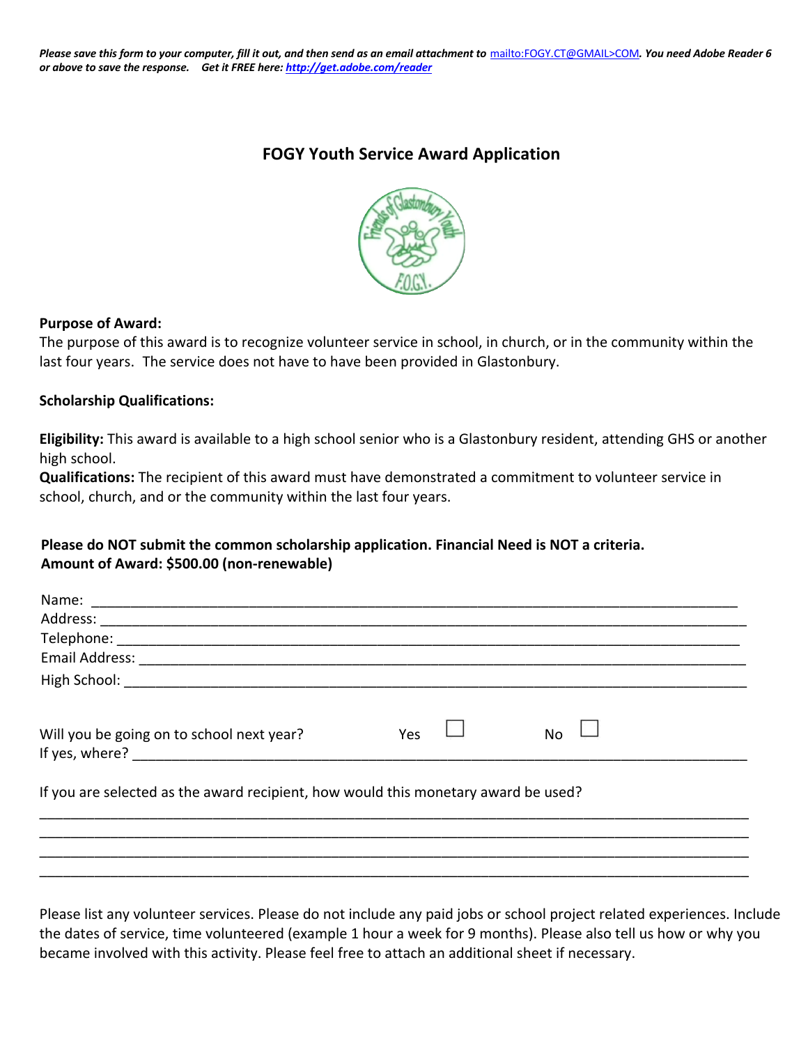*Please save this form to your computer, fill it out, and then send as an email attachment to* [mailto:FOGY.CT@GMAIL>COM](mailto:FOGY.CT@GMAIL>COM)*. You need Adobe Reader 6 or above to save the response. Get it FREE here:* [***http://get.adobe.com/reader***](http://get.adobe.com/reader)

# FOGY Youth Service Award Application

**Purpose of Award:**

The purpose of this award is to recognize volunteer service in school, in church, or in the community within the last four years. The service does not have to have been provided in Glastonbury.

**Scholarship Qualifications:**

**Eligibility:** This award is available to a high school senior who is a Glastonbury resident, attending GHS or another high school.

**Qualifications:** The recipient of this award must have demonstrated a commitment to volunteer service in school, church, and or the community within the last four years.

**Please do NOT submit the common scholarship application. Financial Need is NOT a criteria.**
**Amount of Award: $500.00 (non-renewable)**

Name: ______________________________________________________________________

Address: ____________________________________________________________________

Telephone: __________________________________________________________________

Email Address: _______________________________________________________________

High School: _________________________________________________________________

Will you be going on to school next year? Yes ☐ No ☐

If yes, where? _______________________________________________________________

If you are selected as the award recipient, how would this monetary award be used?

_____________________________________________________________________________

_____________________________________________________________________________

_____________________________________________________________________________

_____________________________________________________________________________

Please list any volunteer services. Please do not include any paid jobs or school project related experiences. Include the dates of service, time volunteered (example 1 hour a week for 9 months). Please also tell us how or why you became involved with this activity. Please feel free to attach an additional sheet if necessary.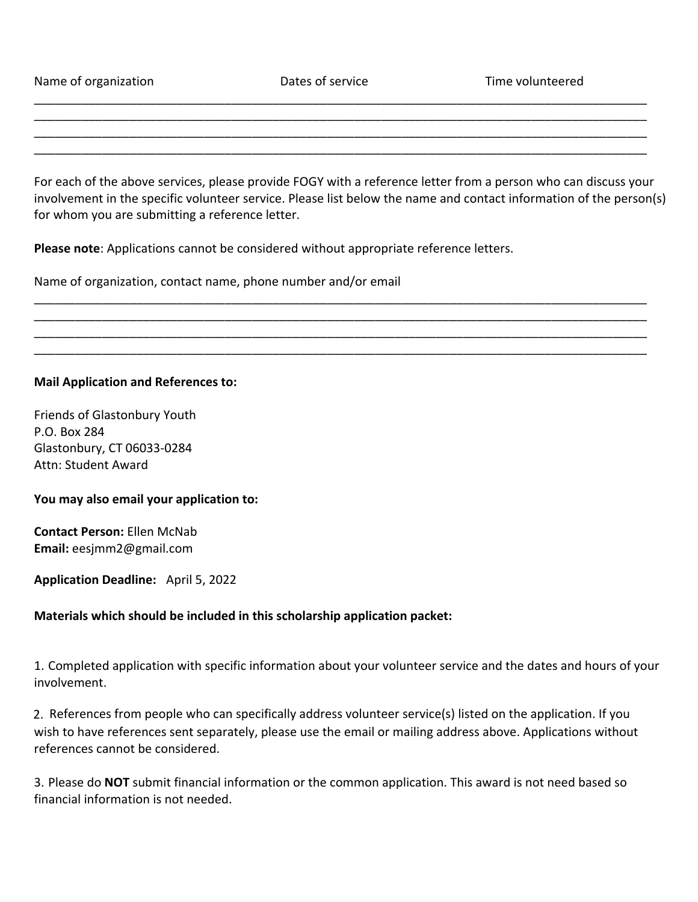Name of organization | Dates of service | Time volunteered

______________________________________________________________________________________
______________________________________________________________________________________
______________________________________________________________________________________
______________________________________________________________________________________

For each of the above services, please provide FOGY with a reference letter from a person who can discuss your involvement in the specific volunteer service. Please list below the name and contact information of the person(s) for whom you are submitting a reference letter.

**Please note**: Applications cannot be considered without appropriate reference letters.

Name of organization, contact name, phone number and/or email

______________________________________________________________________________________
______________________________________________________________________________________
______________________________________________________________________________________
______________________________________________________________________________________

**Mail Application and References to:**

Friends of Glastonbury Youth
P.O. Box 284
Glastonbury, CT 06033-0284
Attn: Student Award

**You may also email your application to:**

**Contact Person:** Ellen McNab
**Email:** eesjmm2@gmail.com

**Application Deadline:** April 5, 2022

**Materials which should be included in this scholarship application packet:**

1. Completed application with specific information about your volunteer service and the dates and hours of your involvement.

2. References from people who can specifically address volunteer service(s) listed on the application. If you wish to have references sent separately, please use the email or mailing address above. Applications without references cannot be considered.

3. Please do **NOT** submit financial information or the common application. This award is not need based so financial information is not needed.